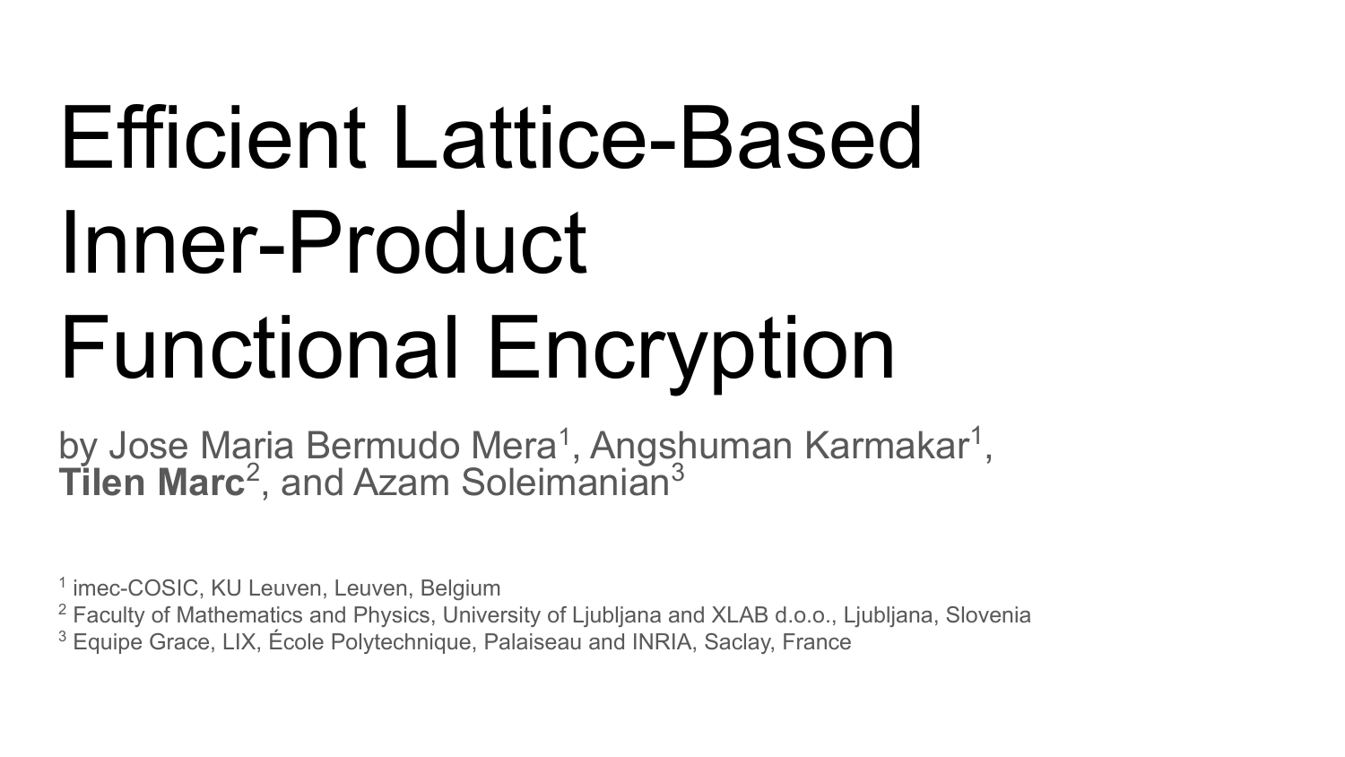# Efficient Lattice-Based Inner-Product Functional Encryption

by Jose Maria Bermudo Mera[1], Angshuman Karmakar[1], **Tilen Marc**[2], and Azam Soleimanian[3]

[1] imec-COSIC, KU Leuven, Leuven, Belgium
[2] Faculty of Mathematics and Physics, University of Ljubljana and XLAB d.o.o., Ljubljana, Slovenia
[3] Equipe Grace, LIX, École Polytechnique, Palaiseau and INRIA, Saclay, France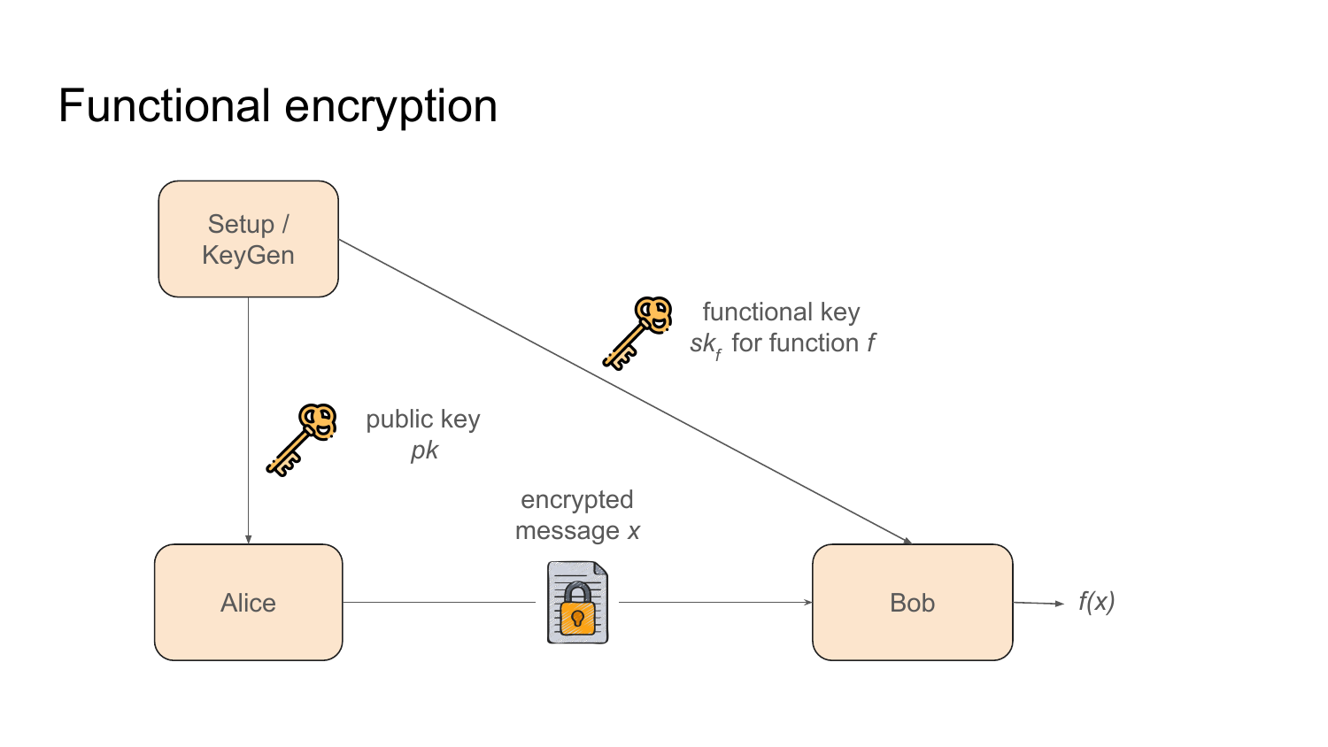# Functional encryption

Setup / KeyGen

public key $pk$

functional key $sk_f$ for function $f$

Alice

encrypted message $x$

Bob

$f(x)$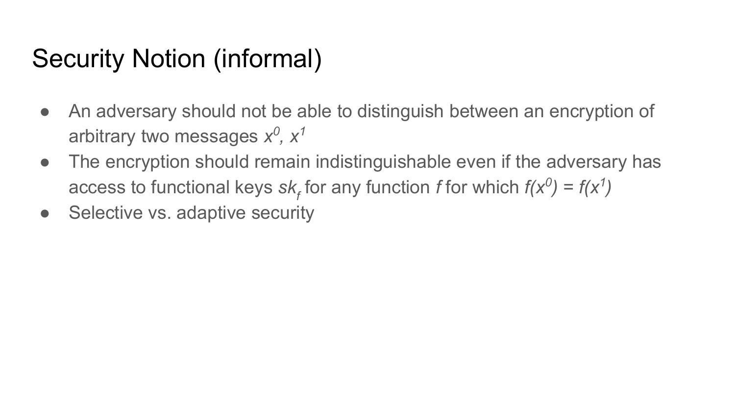# Security Notion (informal)

- An adversary should not be able to distinguish between an encryption of arbitrary two messages $x^0, x^1$
- The encryption should remain indistinguishable even if the adversary has access to functional keys $sk_f$ for any function $f$ for which $f(x^0) = f(x^1)$
- Selective vs. adaptive security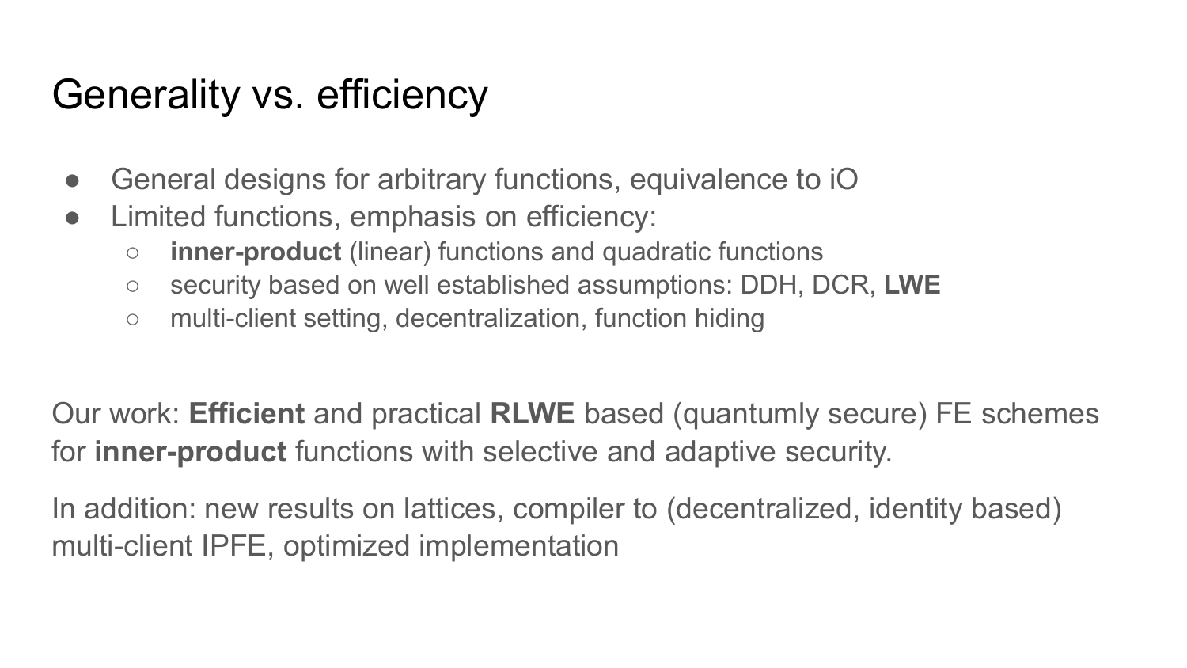# Generality vs. efficiency

- General designs for arbitrary functions, equivalence to iO
- Limited functions, emphasis on efficiency:
  - **inner-product** (linear) functions and quadratic functions
  - security based on well established assumptions: DDH, DCR, **LWE**
  - multi-client setting, decentralization, function hiding

Our work: **Efficient** and practical **RLWE** based (quantumly secure) FE schemes for **inner-product** functions with selective and adaptive security.

In addition: new results on lattices, compiler to (decentralized, identity based) multi-client IPFE, optimized implementation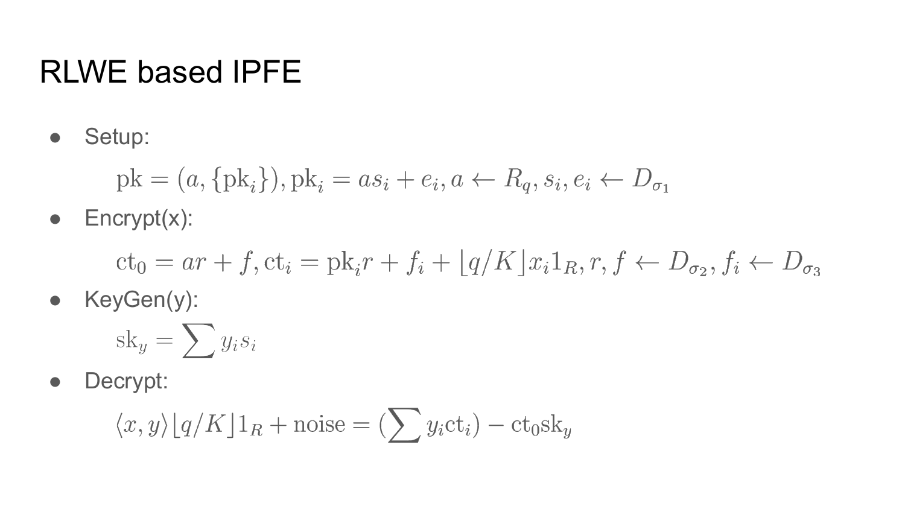# RLWE based IPFE

- Setup:

$$\mathrm{pk} = (a, \{\mathrm{pk}_i\}), \mathrm{pk}_i = as_i + e_i, a \leftarrow R_q, s_i, e_i \leftarrow D_{\sigma_1}$$

- Encrypt(x):

$$\mathrm{ct}_0 = ar + f, \mathrm{ct}_i = \mathrm{pk}_i r + f_i + \lfloor q/K \rfloor x_i 1_R, r, f \leftarrow D_{\sigma_2}, f_i \leftarrow D_{\sigma_3}$$

- KeyGen(y):

$$\mathrm{sk}_y = \sum y_i s_i$$

- Decrypt:

$$\langle x, y \rangle \lfloor q/K \rfloor 1_R + \mathrm{noise} = (\sum y_i \mathrm{ct}_i) - \mathrm{ct}_0 \mathrm{sk}_y$$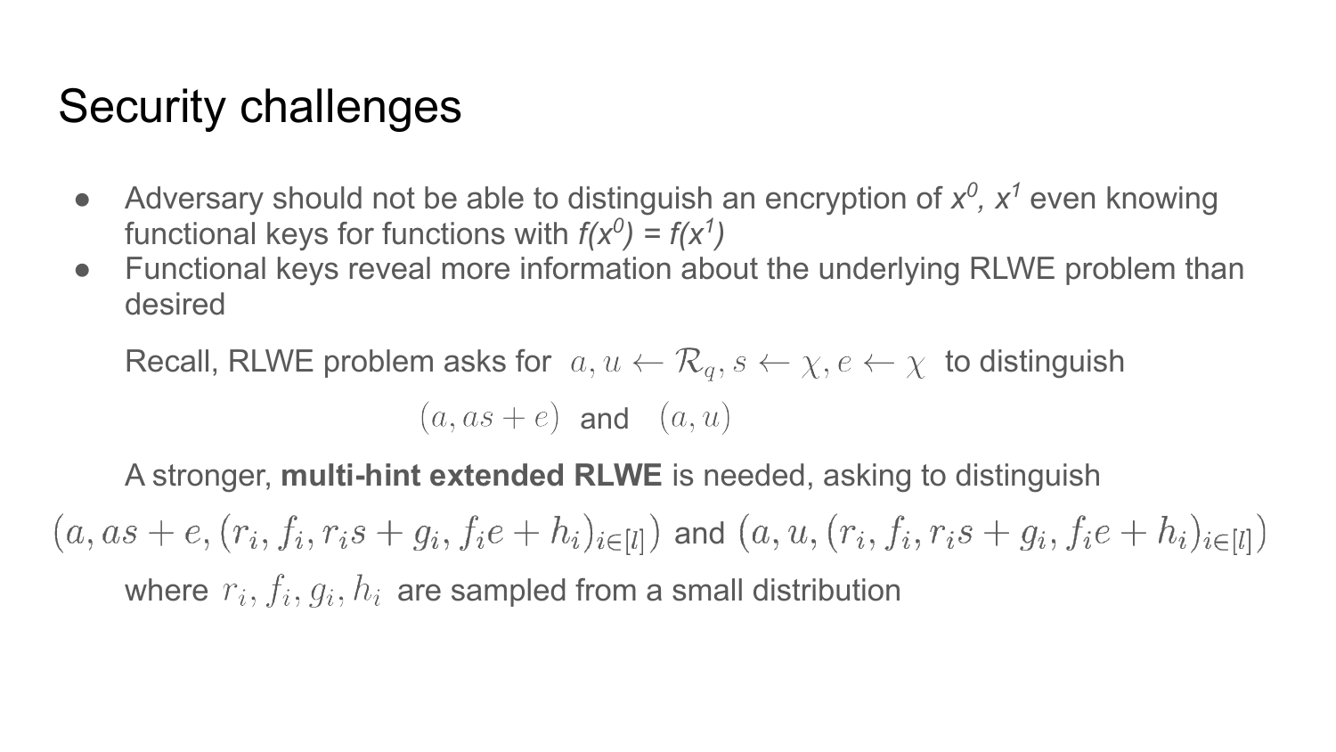# Security challenges

- Adversary should not be able to distinguish an encryption of $x^0$, $x^1$ even knowing functional keys for functions with $f(x^0) = f(x^1)$
- Functional keys reveal more information about the underlying RLWE problem than desired

Recall, RLWE problem asks for $a, u \leftarrow \mathcal{R}_q, s \leftarrow \chi, e \leftarrow \chi$ to distinguish

$$(a, as + e) \text{ and } (a, u)$$

A stronger, **multi-hint extended RLWE** is needed, asking to distinguish

$$(a, as + e, (r_i, f_i, r_i s + g_i, f_i e + h_i)_{i \in [l]}) \text{ and } (a, u, (r_i, f_i, r_i s + g_i, f_i e + h_i)_{i \in [l]})$$

where $r_i, f_i, g_i, h_i$ are sampled from a small distribution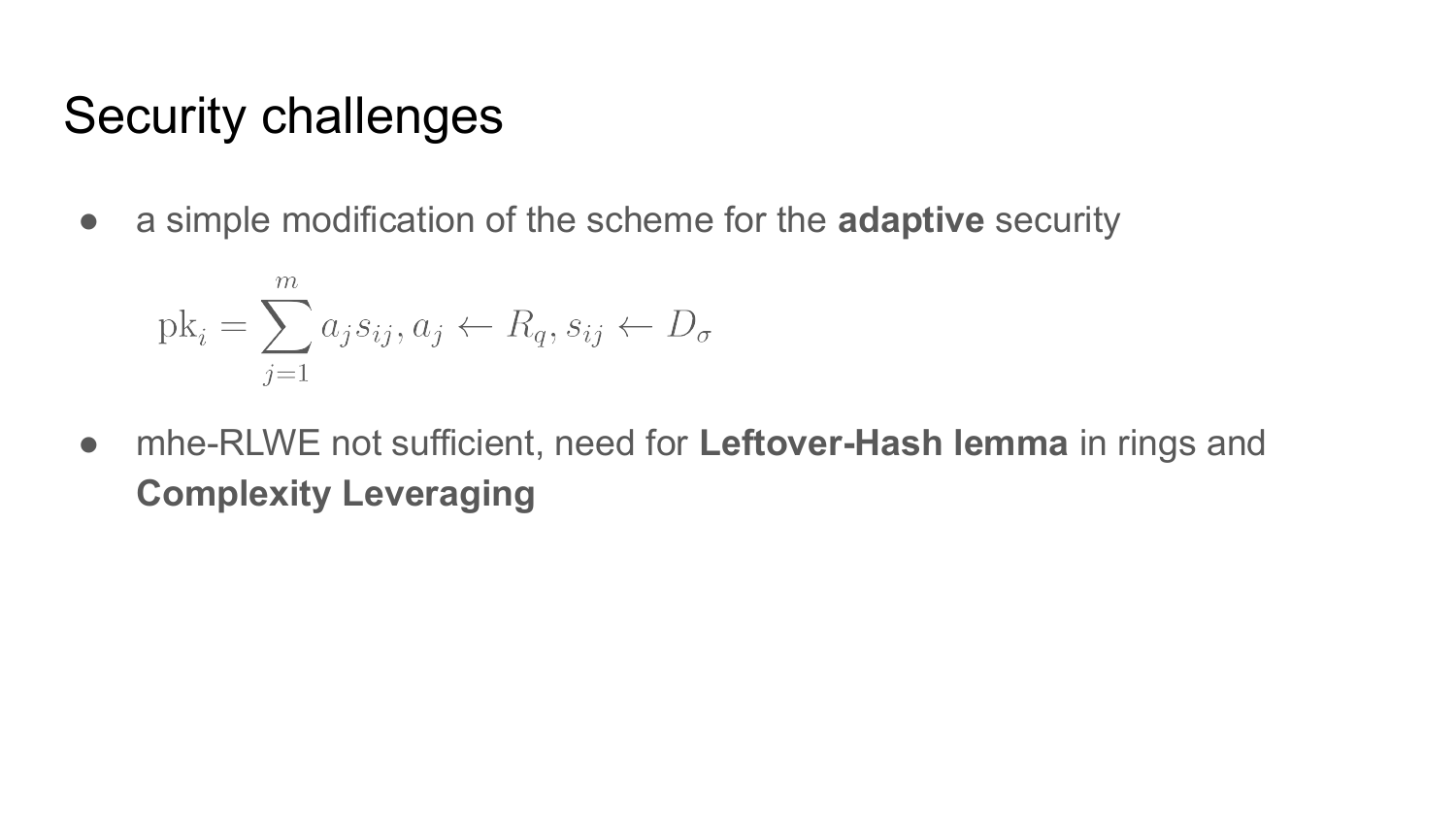# Security challenges

- a simple modification of the scheme for the **adaptive** security

$$\mathrm{pk}_i = \sum_{j=1}^{m} a_j s_{ij}, a_j \leftarrow R_q, s_{ij} \leftarrow D_\sigma$$

- mhe-RLWE not sufficient, need for **Leftover-Hash lemma** in rings and **Complexity Leveraging**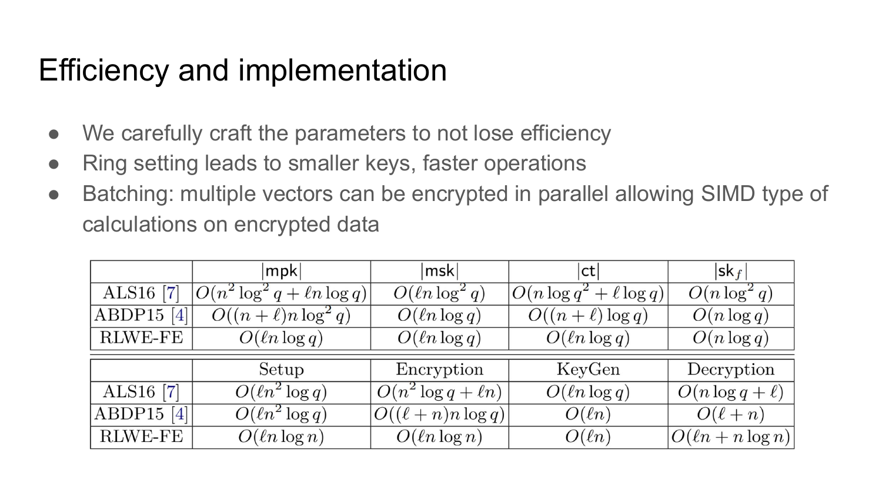# Efficiency and implementation

- We carefully craft the parameters to not lose efficiency
- Ring setting leads to smaller keys, faster operations
- Batching: multiple vectors can be encrypted in parallel allowing SIMD type of calculations on encrypted data

| | $\lvert\mathsf{mpk}\rvert$ | $\lvert\mathsf{msk}\rvert$ | $\lvert\mathsf{ct}\rvert$ | $\lvert\mathsf{sk}_f\rvert$ |
|---|---|---|---|---|
| ALS16 [7] | $O(n^2 \log^2 q + \ell n \log q)$ | $O(\ell n \log^2 q)$ | $O(n \log q^2 + \ell \log q)$ | $O(n \log^2 q)$ |
| ABDP15 [4] | $O((n + \ell) n \log^2 q)$ | $O(\ell n \log q)$ | $O((n + \ell) \log q)$ | $O(n \log q)$ |
| RLWE-FE | $O(\ell n \log q)$ | $O(\ell n \log q)$ | $O(\ell n \log q)$ | $O(n \log q)$ |

| | Setup | Encryption | KeyGen | Decryption |
|---|---|---|---|---|
| ALS16 [7] | $O(\ell n^2 \log q)$ | $O(n^2 \log q + \ell n)$ | $O(\ell n \log q)$ | $O(n \log q + \ell)$ |
| ABDP15 [4] | $O(\ell n^2 \log q)$ | $O((\ell + n) n \log q)$ | $O(\ell n)$ | $O(\ell + n)$ |
| RLWE-FE | $O(\ell n \log n)$ | $O(\ell n \log n)$ | $O(\ell n)$ | $O(\ell n + n \log n)$ |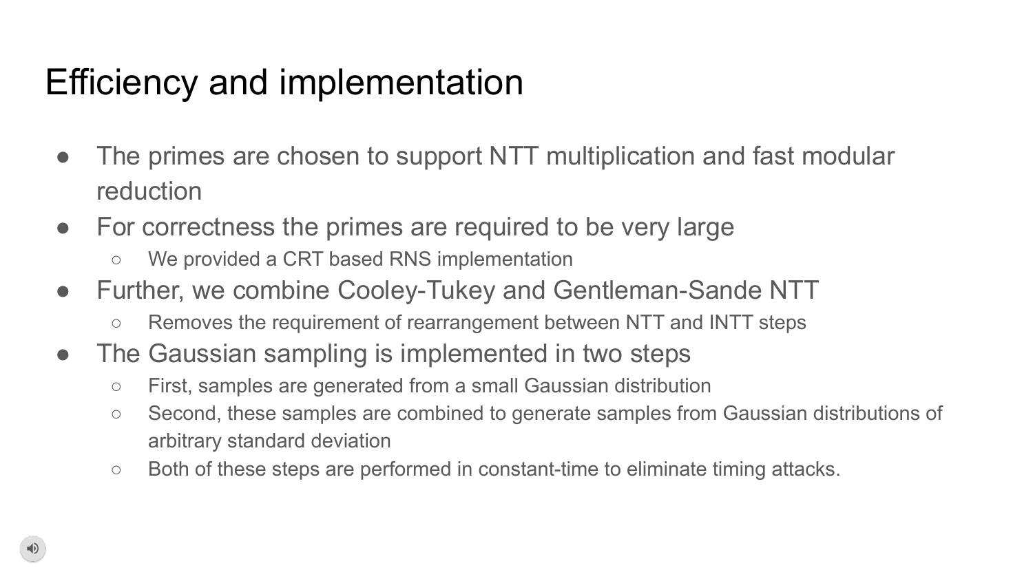# Efficiency and implementation

- The primes are chosen to support NTT multiplication and fast modular reduction
- For correctness the primes are required to be very large
  - We provided a CRT based RNS implementation
- Further, we combine Cooley-Tukey and Gentleman-Sande NTT
  - Removes the requirement of rearrangement between NTT and INTT steps
- The Gaussian sampling is implemented in two steps
  - First, samples are generated from a small Gaussian distribution
  - Second, these samples are combined to generate samples from Gaussian distributions of arbitrary standard deviation
  - Both of these steps are performed in constant-time to eliminate timing attacks.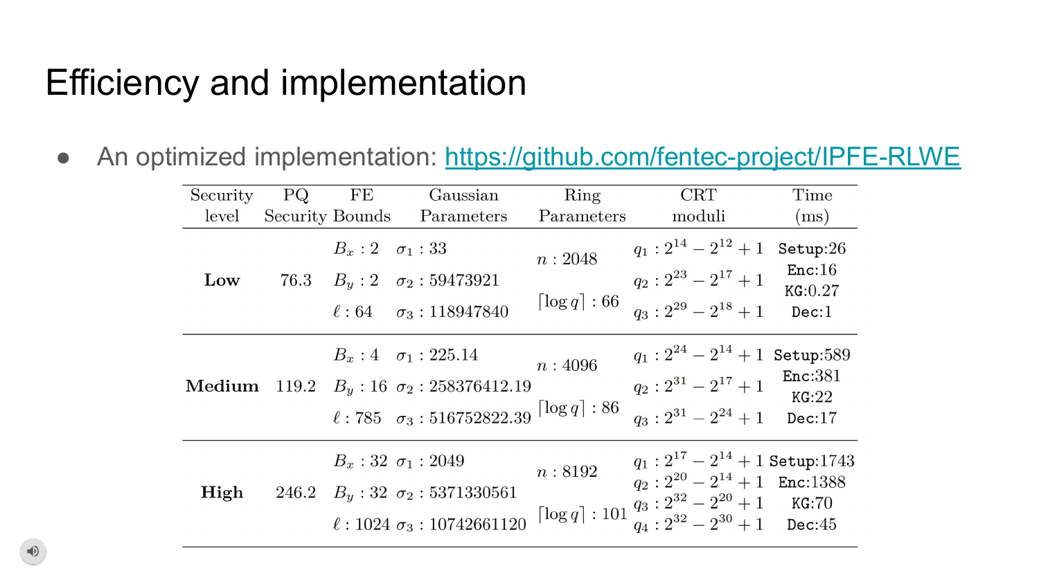# Efficiency and implementation

- An optimized implementation: https://github.com/fentec-project/IPFE-RLWE

| Security level | PQ Security | FE Bounds | Gaussian Parameters | Ring Parameters | CRT moduli | Time (ms) |
|---|---|---|---|---|---|---|
| **Low** | 76.3 | $B_x : 2$<br>$B_y : 2$<br>$\ell : 64$ | $\sigma_1 : 33$<br>$\sigma_2 : 59473921$<br>$\sigma_3 : 118947840$ | $n : 2048$<br>$\lceil \log q \rceil : 66$ | $q_1 : 2^{14} - 2^{12} + 1$<br>$q_2 : 2^{23} - 2^{17} + 1$<br>$q_3 : 2^{29} - 2^{18} + 1$ | Setup:26<br>Enc:16<br>KG:0.27<br>Dec:1 |
| **Medium** | 119.2 | $B_x : 4$<br>$B_y : 16$<br>$\ell : 785$ | $\sigma_1 : 225.14$<br>$\sigma_2 : 258376412.19$<br>$\sigma_3 : 516752822.39$ | $n : 4096$<br>$\lceil \log q \rceil : 86$ | $q_1 : 2^{24} - 2^{14} + 1$<br>$q_2 : 2^{31} - 2^{17} + 1$<br>$q_3 : 2^{31} - 2^{24} + 1$ | Setup:589<br>Enc:381<br>KG:22<br>Dec:17 |
| **High** | 246.2 | $B_x : 32$<br>$B_y : 32$<br>$\ell : 1024$ | $\sigma_1 : 2049$<br>$\sigma_2 : 5371330561$<br>$\sigma_3 : 10742661120$ | $n : 8192$<br>$\lceil \log q \rceil : 101$ | $q_1 : 2^{17} - 2^{14} + 1$<br>$q_2 : 2^{20} - 2^{14} + 1$<br>$q_3 : 2^{32} - 2^{20} + 1$<br>$q_4 : 2^{32} - 2^{30} + 1$ | Setup:1743<br>Enc:1388<br>KG:70<br>Dec:45 |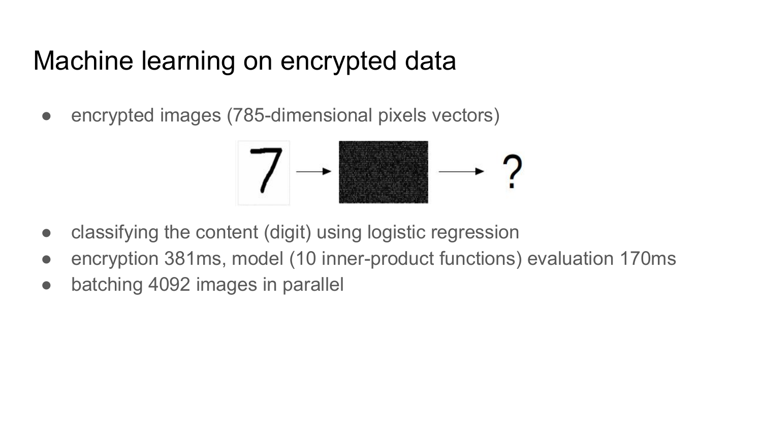# Machine learning on encrypted data

- encrypted images (785-dimensional pixels vectors)
- classifying the content (digit) using logistic regression
- encryption 381ms, model (10 inner-product functions) evaluation 170ms
- batching 4092 images in parallel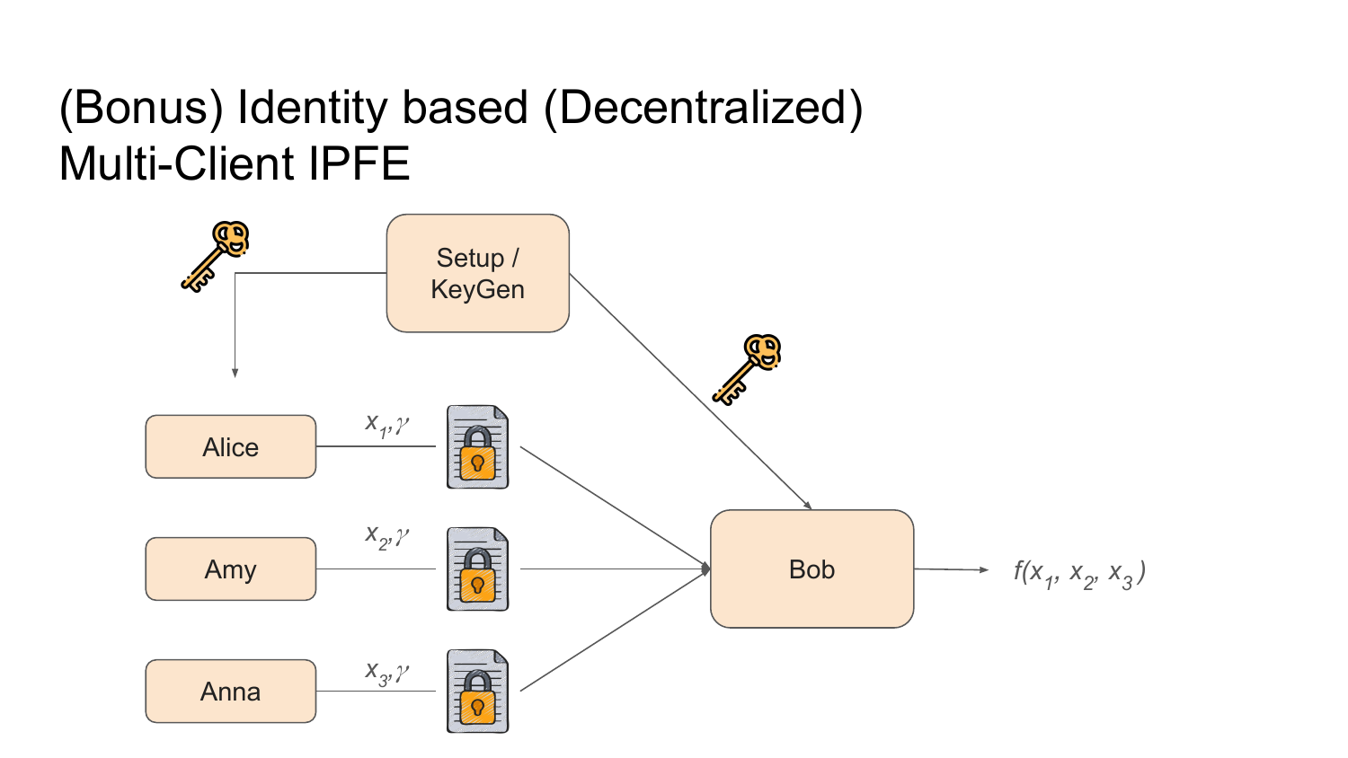# (Bonus) Identity based (Decentralized) Multi-Client IPFE

Setup / KeyGen

Alice — $x_1, \gamma$

Amy — $x_2, \gamma$

Anna — $x_3, \gamma$

Bob → $f(x_1, x_2, x_3)$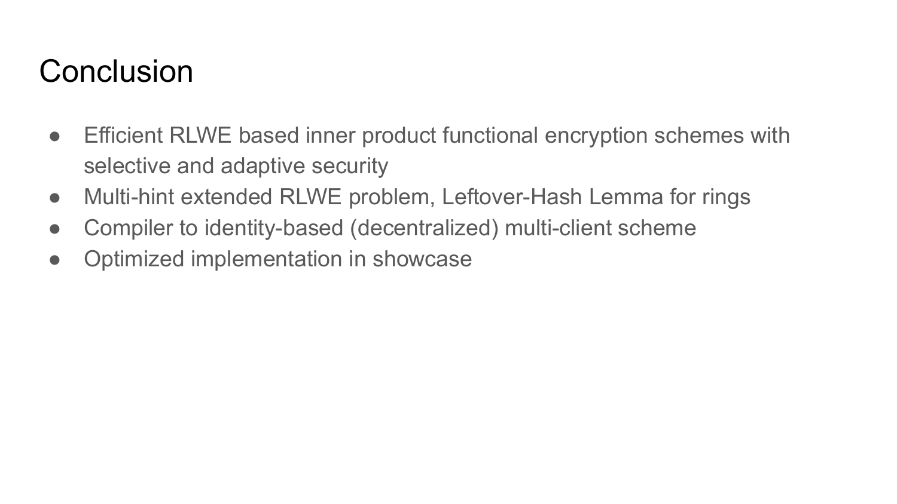# Conclusion

- Efficient RLWE based inner product functional encryption schemes with selective and adaptive security
- Multi-hint extended RLWE problem, Leftover-Hash Lemma for rings
- Compiler to identity-based (decentralized) multi-client scheme
- Optimized implementation in showcase